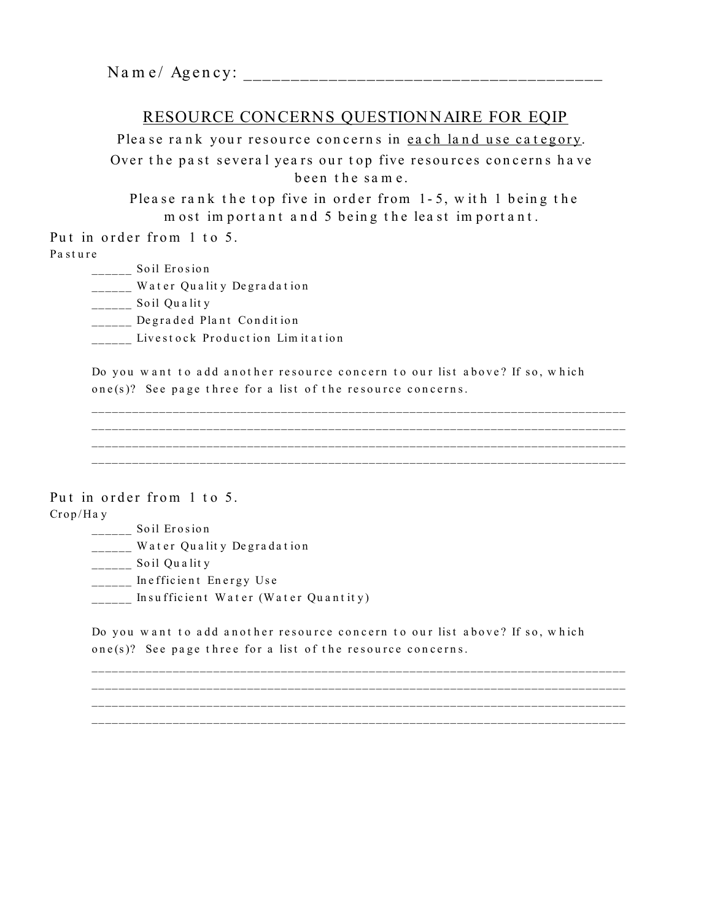Name/ Agency: ______________________________________

## RESOURCE CONCERNS QUESTIONNAIRE FOR EQIP

Please rank your resource concerns in <u>each land use category</u>.

Over the past several years our top five resources concerns have been the same.

Please rank the top five in order from 1-5, with 1 being the most important and 5 being the least important.

Put in order from 1 to 5.

Pasture

- ______ Soil Erosion
- ______ Water Quality Degradation
- ______ Soil Quality
- ______ Degraded Plant Condition
- ______ Livestock Production Limitation

Do you want to add another resource concern to our list above? If so, which one(s)? See page three for a list of the resource concerns.

______________________________________________________________________________
______________________________________________________________________________
______________________________________________________________________________
______________________________________________________________________________

Put in order from 1 to 5.

Crop/Hay

- ______ Soil Erosion
- ______ Water Quality Degradation
- ______ Soil Quality
- ______ Inefficient Energy Use
- ______ Insufficient Water (Water Quantity)

Do you want to add another resource concern to our list above? If so, which one(s)? See page three for a list of the resource concerns.

______________________________________________________________________________
______________________________________________________________________________
______________________________________________________________________________
______________________________________________________________________________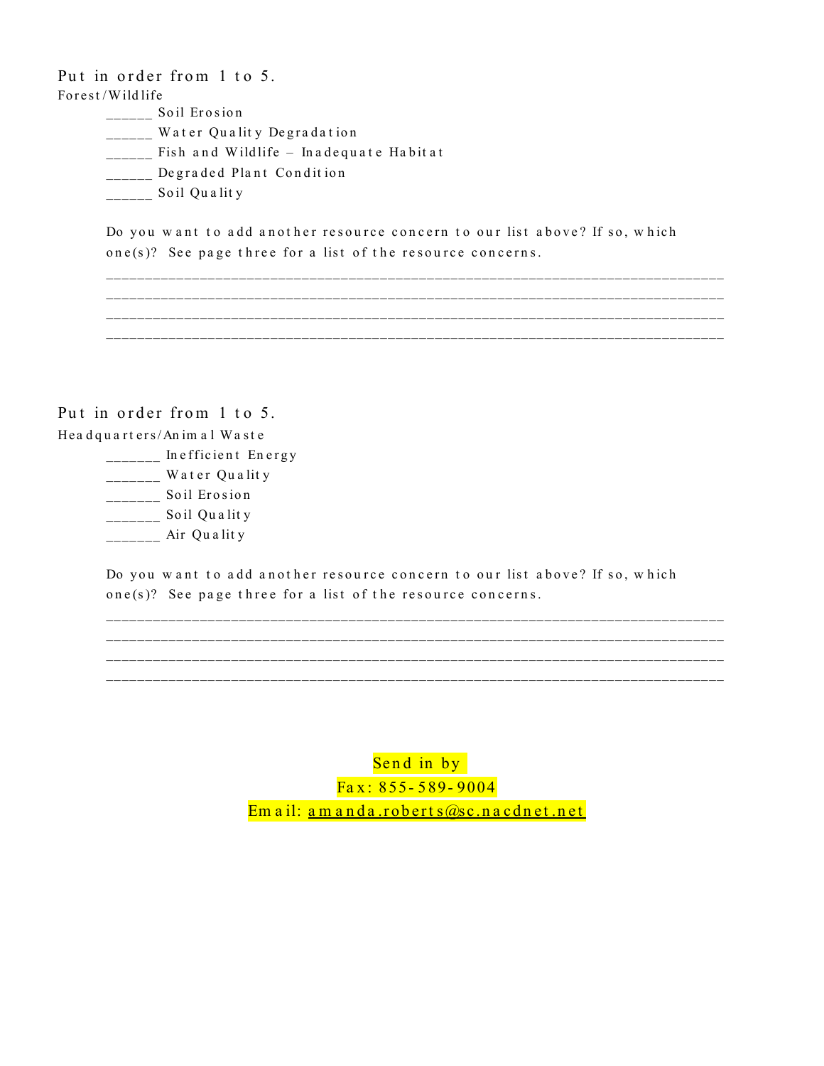Put in order from 1 to 5.

Forest/Wildlife

______ Soil Erosion
______ Water Quality Degradation
______ Fish and Wildlife – Inadequate Habitat
______ Degraded Plant Condition
______ Soil Quality

Do you want to add another resource concern to our list above? If so, which one(s)? See page three for a list of the resource concerns.

________________________________________________________________________________
________________________________________________________________________________
________________________________________________________________________________
________________________________________________________________________________

Put in order from 1 to 5.

Headquarters/Animal Waste

_______ Inefficient Energy
_______ Water Quality
_______ Soil Erosion
_______ Soil Quality
_______ Air Quality

Do you want to add another resource concern to our list above? If so, which one(s)? See page three for a list of the resource concerns.

________________________________________________________________________________
________________________________________________________________________________
________________________________________________________________________________
________________________________________________________________________________

Send in by

Fax: 855-589-9004

Email: amanda.roberts@sc.nacdnet.net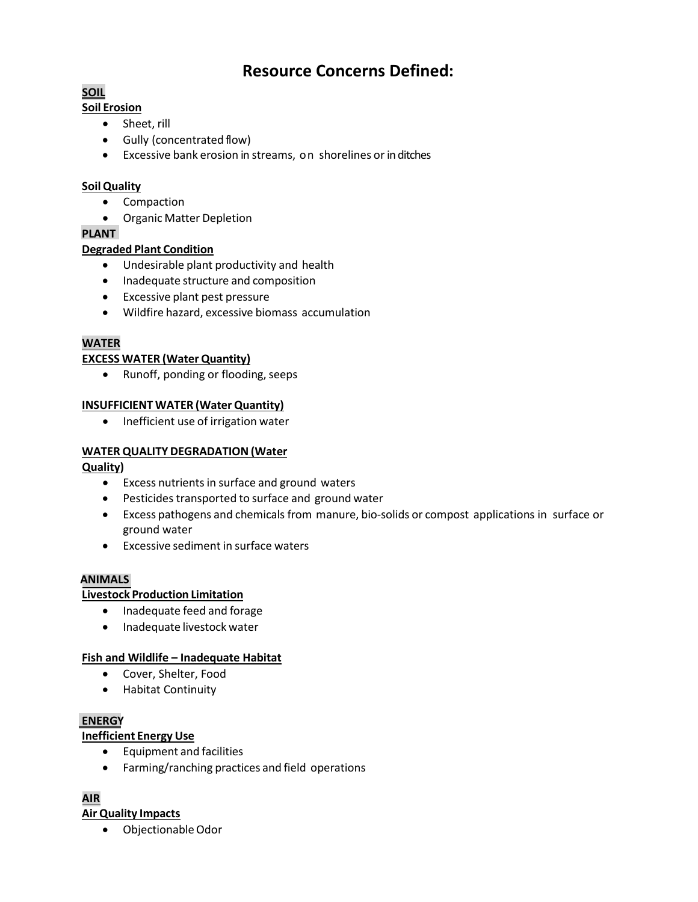# Resource Concerns Defined:

## SOIL

### Soil Erosion

- Sheet, rill
- Gully (concentrated flow)
- Excessive bank erosion in streams, on shorelines or in ditches

### Soil Quality

- Compaction
- Organic Matter Depletion

## PLANT

### Degraded Plant Condition

- Undesirable plant productivity and health
- Inadequate structure and composition
- Excessive plant pest pressure
- Wildfire hazard, excessive biomass accumulation

## WATER

### EXCESS WATER (Water Quantity)

- Runoff, ponding or flooding, seeps

### INSUFFICIENT WATER (Water Quantity)

- Inefficient use of irrigation water

### WATER QUALITY DEGRADATION (Water Quality)

- Excess nutrients in surface and ground waters
- Pesticides transported to surface and ground water
- Excess pathogens and chemicals from manure, bio-solids or compost applications in surface or ground water
- Excessive sediment in surface waters

## ANIMALS

### Livestock Production Limitation

- Inadequate feed and forage
- Inadequate livestock water

### Fish and Wildlife – Inadequate Habitat

- Cover, Shelter, Food
- Habitat Continuity

## ENERGY

### Inefficient Energy Use

- Equipment and facilities
- Farming/ranching practices and field operations

## AIR

### Air Quality Impacts

- Objectionable Odor